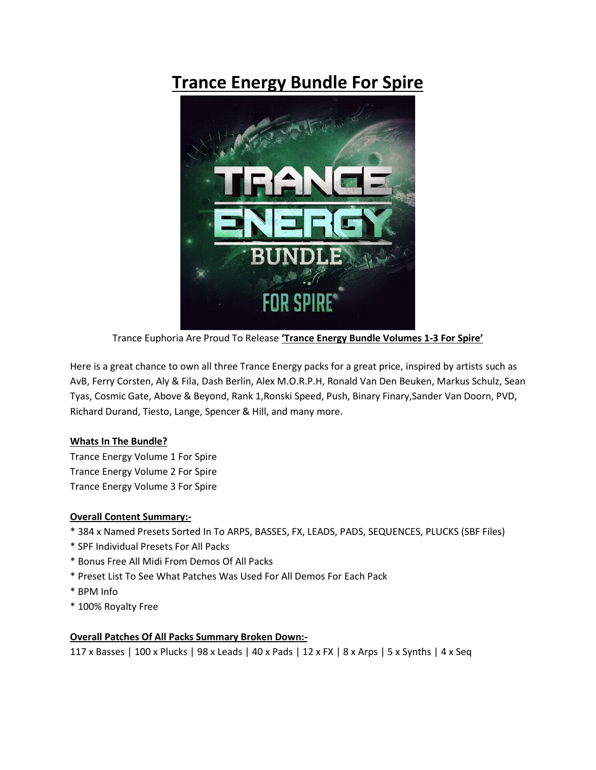# Trance Energy Bundle For Spire

Trance Euphoria Are Proud To Release **'Trance Energy Bundle Volumes 1-3 For Spire'**

Here is a great chance to own all three Trance Energy packs for a great price, inspired by artists such as AvB, Ferry Corsten, Aly & Fila, Dash Berlin, Alex M.O.R.P.H, Ronald Van Den Beuken, Markus Schulz, Sean Tyas, Cosmic Gate, Above & Beyond, Rank 1,Ronski Speed, Push, Binary Finary,Sander Van Doorn, PVD, Richard Durand, Tiesto, Lange, Spencer & Hill, and many more.

**Whats In The Bundle?**

Trance Energy Volume 1 For Spire
Trance Energy Volume 2 For Spire
Trance Energy Volume 3 For Spire

**Overall Content Summary:-**

* 384 x Named Presets Sorted In To ARPS, BASSES, FX, LEADS, PADS, SEQUENCES, PLUCKS (SBF Files)
* SPF Individual Presets For All Packs
* Bonus Free All Midi From Demos Of All Packs
* Preset List To See What Patches Was Used For All Demos For Each Pack
* BPM Info
* 100% Royalty Free

**Overall Patches Of All Packs Summary Broken Down:-**

117 x Basses | 100 x Plucks | 98 x Leads | 40 x Pads | 12 x FX | 8 x Arps | 5 x Synths | 4 x Seq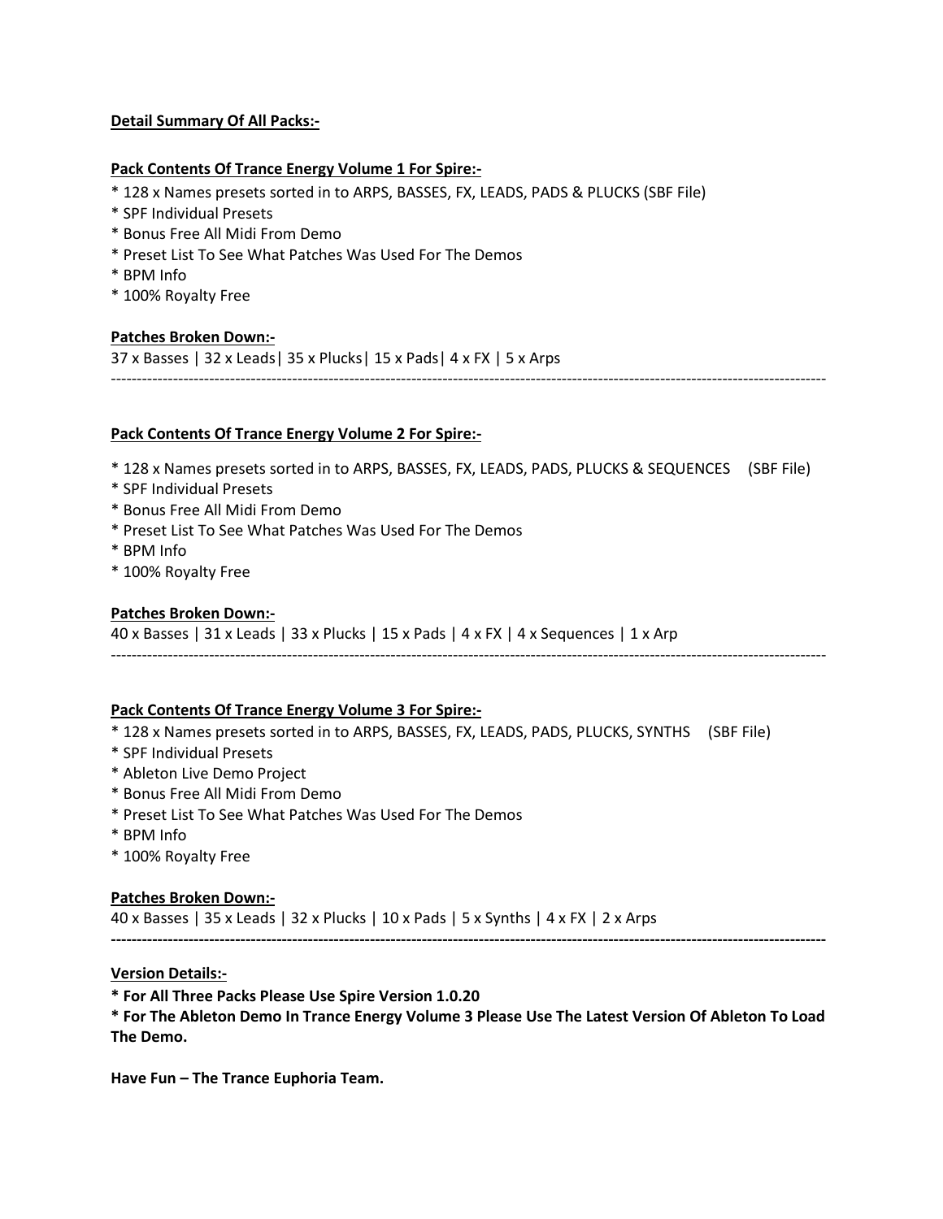**Detail Summary Of All Packs:-**

**Pack Contents Of Trance Energy Volume 1 For Spire:-**

* 128 x Names presets sorted in to ARPS, BASSES, FX, LEADS, PADS & PLUCKS (SBF File)
* SPF Individual Presets
* Bonus Free All Midi From Demo
* Preset List To See What Patches Was Used For The Demos
* BPM Info
* 100% Royalty Free

**Patches Broken Down:-**

37 x Basses | 32 x Leads| 35 x Plucks| 15 x Pads| 4 x FX | 5 x Arps

---

**Pack Contents Of Trance Energy Volume 2 For Spire:-**

* 128 x Names presets sorted in to ARPS, BASSES, FX, LEADS, PADS, PLUCKS & SEQUENCES (SBF File)
* SPF Individual Presets
* Bonus Free All Midi From Demo
* Preset List To See What Patches Was Used For The Demos
* BPM Info
* 100% Royalty Free

**Patches Broken Down:-**

40 x Basses | 31 x Leads | 33 x Plucks | 15 x Pads | 4 x FX | 4 x Sequences | 1 x Arp

---

**Pack Contents Of Trance Energy Volume 3 For Spire:-**

* 128 x Names presets sorted in to ARPS, BASSES, FX, LEADS, PADS, PLUCKS, SYNTHS (SBF File)
* SPF Individual Presets
* Ableton Live Demo Project
* Bonus Free All Midi From Demo
* Preset List To See What Patches Was Used For The Demos
* BPM Info
* 100% Royalty Free

**Patches Broken Down:-**

40 x Basses | 35 x Leads | 32 x Plucks | 10 x Pads | 5 x Synths | 4 x FX | 2 x Arps

---

**Version Details:-**

**\* For All Three Packs Please Use Spire Version 1.0.20**

**\* For The Ableton Demo In Trance Energy Volume 3 Please Use The Latest Version Of Ableton To Load The Demo.**

**Have Fun – The Trance Euphoria Team.**